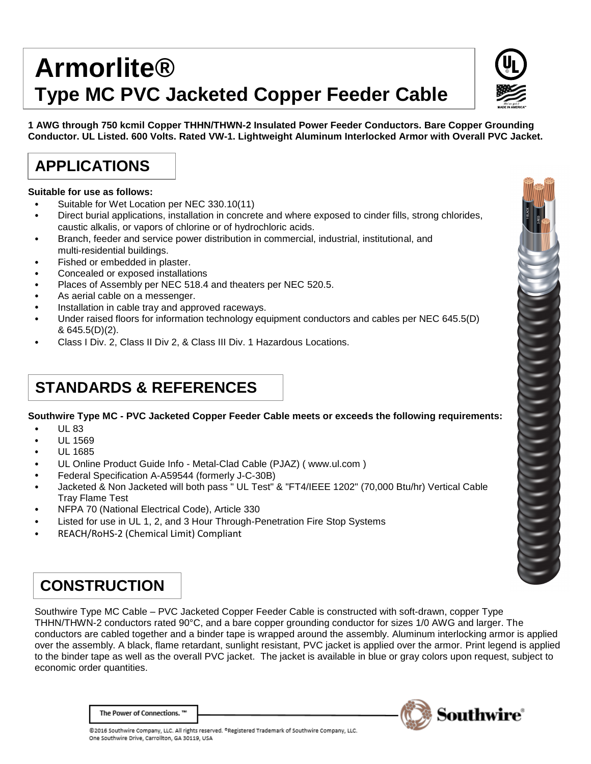# Armorlite®

## Type MC PVC Jacketed Copper Feeder Cable

**1 AWG through 750 kcmil Copper THHN/THWN-2 Insulated Power Feeder Conductors. Bare Copper Grounding Conductor. UL Listed. 600 Volts. Rated VW-1. Lightweight Aluminum Interlocked Armor with Overall PVC Jacket.**

## APPLICATIONS

**Suitable for use as follows:**

- Suitable for Wet Location per NEC 330.10(11)
- Direct burial applications, installation in concrete and where exposed to cinder fills, strong chlorides, caustic alkalis, or vapors of chlorine or of hydrochloric acids.
- Branch, feeder and service power distribution in commercial, industrial, institutional, and multi-residential buildings.
- Fished or embedded in plaster.
- Concealed or exposed installations
- Places of Assembly per NEC 518.4 and theaters per NEC 520.5.
- As aerial cable on a messenger.
- Installation in cable tray and approved raceways.
- Under raised floors for information technology equipment conductors and cables per NEC 645.5(D) & 645.5(D)(2).
- Class I Div. 2, Class II Div 2, & Class III Div. 1 Hazardous Locations.

## STANDARDS & REFERENCES

**Southwire Type MC - PVC Jacketed Copper Feeder Cable meets or exceeds the following requirements:**

- UL 83
- UL 1569
- UL 1685
- UL Online Product Guide Info - Metal-Clad Cable (PJAZ) ( www.ul.com )
- Federal Specification A-A59544 (formerly J-C-30B)
- Jacketed & Non Jacketed will both pass " UL Test" & "FT4/IEEE 1202" (70,000 Btu/hr) Vertical Cable Tray Flame Test
- NFPA 70 (National Electrical Code), Article 330
- Listed for use in UL 1, 2, and 3 Hour Through-Penetration Fire Stop Systems
- REACH/RoHS-2 (Chemical Limit) Compliant

## CONSTRUCTION

Southwire Type MC Cable – PVC Jacketed Copper Feeder Cable is constructed with soft-drawn, copper Type THHN/THWN-2 conductors rated 90°C, and a bare copper grounding conductor for sizes 1/0 AWG and larger. The conductors are cabled together and a binder tape is wrapped around the assembly. Aluminum interlocking armor is applied over the assembly. A black, flame retardant, sunlight resistant, PVC jacket is applied over the armor. Print legend is applied to the binder tape as well as the overall PVC jacket. The jacket is available in blue or gray colors upon request, subject to economic order quantities.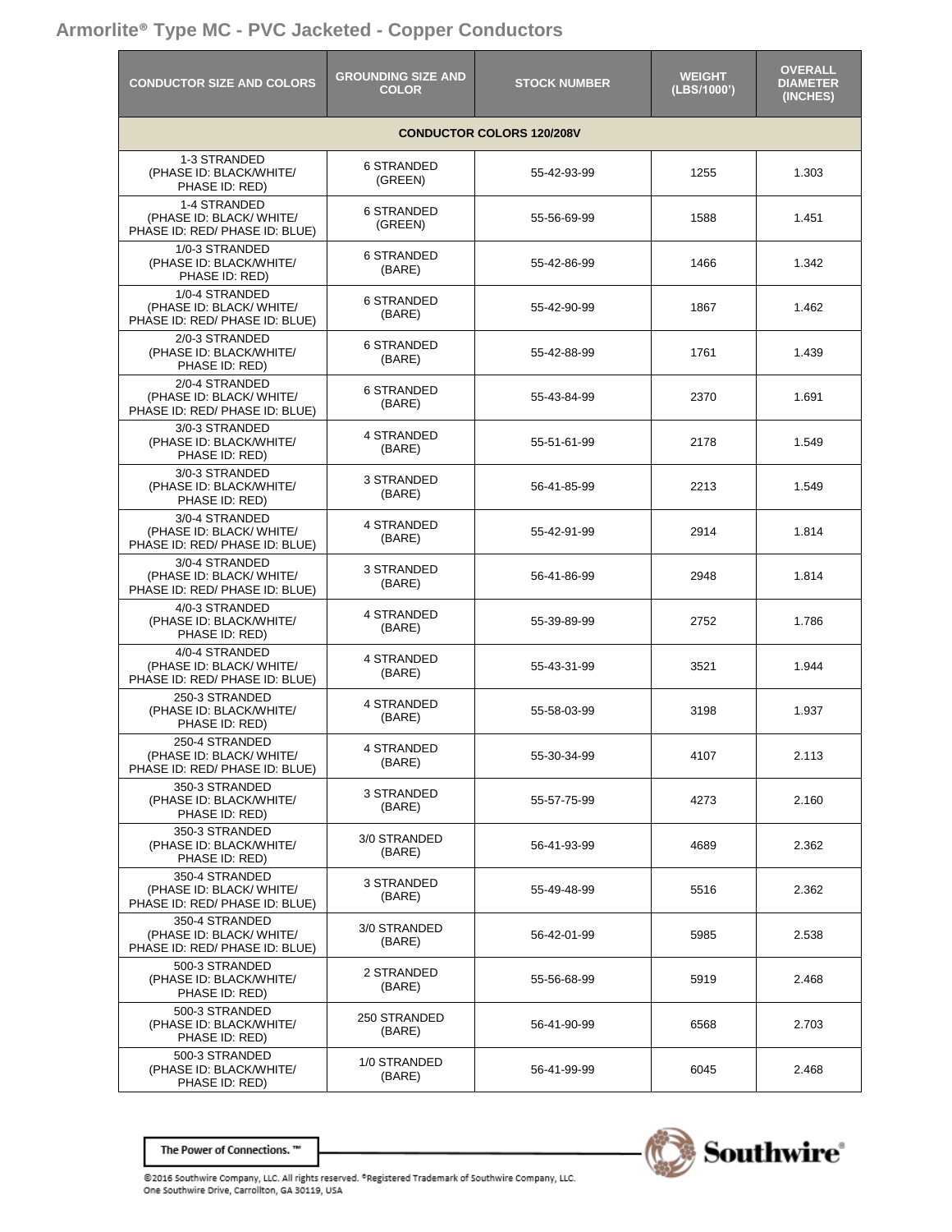## Armorlite® Type MC - PVC Jacketed - Copper Conductors

| CONDUCTOR SIZE AND COLORS | GROUNDING SIZE AND COLOR | STOCK NUMBER | WEIGHT (LBS/1000') | OVERALL DIAMETER (INCHES) |
|---|---|---|---|---|
| **CONDUCTOR COLORS 120/208V** | | | | |
| 1-3 STRANDED (PHASE ID: BLACK/WHITE/ PHASE ID: RED) | 6 STRANDED (GREEN) | 55-42-93-99 | 1255 | 1.303 |
| 1-4 STRANDED (PHASE ID: BLACK/ WHITE/ PHASE ID: RED/ PHASE ID: BLUE) | 6 STRANDED (GREEN) | 55-56-69-99 | 1588 | 1.451 |
| 1/0-3 STRANDED (PHASE ID: BLACK/WHITE/ PHASE ID: RED) | 6 STRANDED (BARE) | 55-42-86-99 | 1466 | 1.342 |
| 1/0-4 STRANDED (PHASE ID: BLACK/ WHITE/ PHASE ID: RED/ PHASE ID: BLUE) | 6 STRANDED (BARE) | 55-42-90-99 | 1867 | 1.462 |
| 2/0-3 STRANDED (PHASE ID: BLACK/WHITE/ PHASE ID: RED) | 6 STRANDED (BARE) | 55-42-88-99 | 1761 | 1.439 |
| 2/0-4 STRANDED (PHASE ID: BLACK/ WHITE/ PHASE ID: RED/ PHASE ID: BLUE) | 6 STRANDED (BARE) | 55-43-84-99 | 2370 | 1.691 |
| 3/0-3 STRANDED (PHASE ID: BLACK/WHITE/ PHASE ID: RED) | 4 STRANDED (BARE) | 55-51-61-99 | 2178 | 1.549 |
| 3/0-3 STRANDED (PHASE ID: BLACK/WHITE/ PHASE ID: RED) | 3 STRANDED (BARE) | 56-41-85-99 | 2213 | 1.549 |
| 3/0-4 STRANDED (PHASE ID: BLACK/ WHITE/ PHASE ID: RED/ PHASE ID: BLUE) | 4 STRANDED (BARE) | 55-42-91-99 | 2914 | 1.814 |
| 3/0-4 STRANDED (PHASE ID: BLACK/ WHITE/ PHASE ID: RED/ PHASE ID: BLUE) | 3 STRANDED (BARE) | 56-41-86-99 | 2948 | 1.814 |
| 4/0-3 STRANDED (PHASE ID: BLACK/WHITE/ PHASE ID: RED) | 4 STRANDED (BARE) | 55-39-89-99 | 2752 | 1.786 |
| 4/0-4 STRANDED (PHASE ID: BLACK/ WHITE/ PHASE ID: RED/ PHASE ID: BLUE) | 4 STRANDED (BARE) | 55-43-31-99 | 3521 | 1.944 |
| 250-3 STRANDED (PHASE ID: BLACK/WHITE/ PHASE ID: RED) | 4 STRANDED (BARE) | 55-58-03-99 | 3198 | 1.937 |
| 250-4 STRANDED (PHASE ID: BLACK/ WHITE/ PHASE ID: RED/ PHASE ID: BLUE) | 4 STRANDED (BARE) | 55-30-34-99 | 4107 | 2.113 |
| 350-3 STRANDED (PHASE ID: BLACK/WHITE/ PHASE ID: RED) | 3 STRANDED (BARE) | 55-57-75-99 | 4273 | 2.160 |
| 350-3 STRANDED (PHASE ID: BLACK/WHITE/ PHASE ID: RED) | 3/0 STRANDED (BARE) | 56-41-93-99 | 4689 | 2.362 |
| 350-4 STRANDED (PHASE ID: BLACK/ WHITE/ PHASE ID: RED/ PHASE ID: BLUE) | 3 STRANDED (BARE) | 55-49-48-99 | 5516 | 2.362 |
| 350-4 STRANDED (PHASE ID: BLACK/ WHITE/ PHASE ID: RED/ PHASE ID: BLUE) | 3/0 STRANDED (BARE) | 56-42-01-99 | 5985 | 2.538 |
| 500-3 STRANDED (PHASE ID: BLACK/WHITE/ PHASE ID: RED) | 2 STRANDED (BARE) | 55-56-68-99 | 5919 | 2.468 |
| 500-3 STRANDED (PHASE ID: BLACK/WHITE/ PHASE ID: RED) | 250 STRANDED (BARE) | 56-41-90-99 | 6568 | 2.703 |
| 500-3 STRANDED (PHASE ID: BLACK/WHITE/ PHASE ID: RED) | 1/0 STRANDED (BARE) | 56-41-99-99 | 6045 | 2.468 |

The Power of Connections.™

Southwire®

©2016 Southwire Company, LLC. All rights reserved. ®Registered Trademark of Southwire Company, LLC.
One Southwire Drive, Carrollton, GA 30119, USA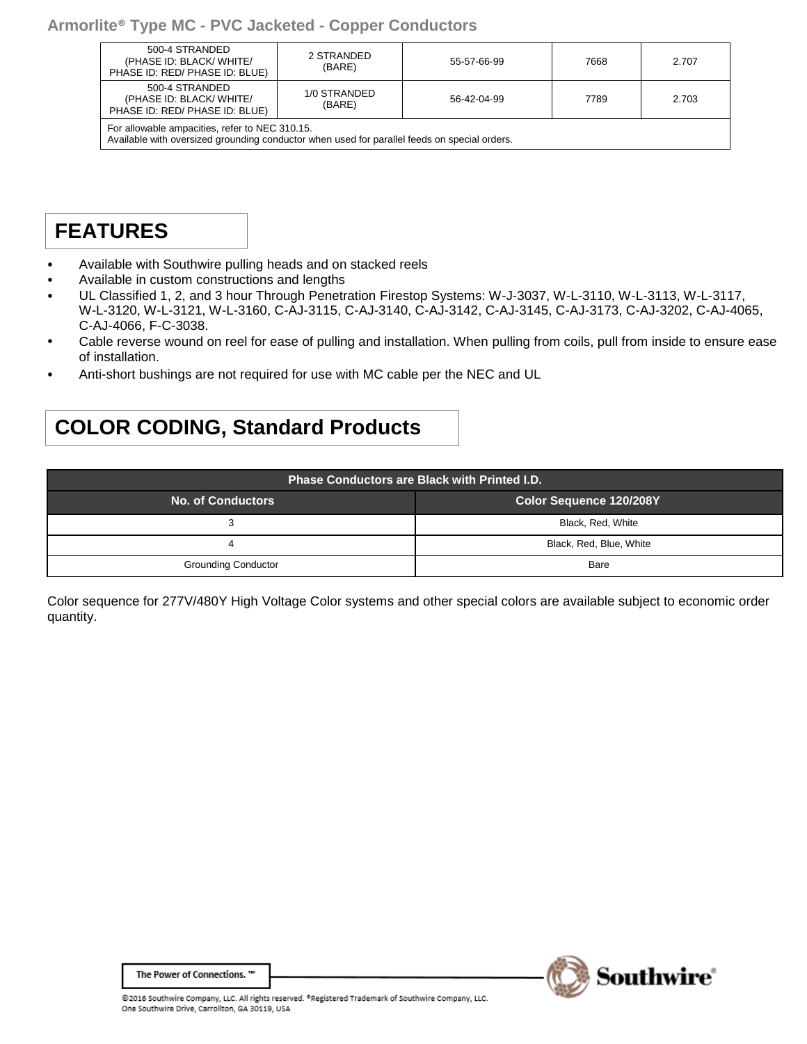| 500-4 STRANDED (PHASE ID: BLACK/ WHITE/ PHASE ID: RED/ PHASE ID: BLUE) | 2 STRANDED (BARE) | 55-57-66-99 | 7668 | 2.707 |
|---|---|---|---|---|
| 500-4 STRANDED (PHASE ID: BLACK/ WHITE/ PHASE ID: RED/ PHASE ID: BLUE) | 1/0 STRANDED (BARE) | 56-42-04-99 | 7789 | 2.703 |
| For allowable ampacities, refer to NEC 310.15. Available with oversized grounding conductor when used for parallel feeds on special orders. | | | | |

## FEATURES

- Available with Southwire pulling heads and on stacked reels
- Available in custom constructions and lengths
- UL Classified 1, 2, and 3 hour Through Penetration Firestop Systems: W-J-3037, W-L-3110, W-L-3113, W-L-3117, W-L-3120, W-L-3121, W-L-3160, C-AJ-3115, C-AJ-3140, C-AJ-3142, C-AJ-3145, C-AJ-3173, C-AJ-3202, C-AJ-4065, C-AJ-4066, F-C-3038.
- Cable reverse wound on reel for ease of pulling and installation. When pulling from coils, pull from inside to ensure ease of installation.
- Anti-short bushings are not required for use with MC cable per the NEC and UL

## COLOR CODING, Standard Products

| Phase Conductors are Black with Printed I.D. | |
|---|---|
| **No. of Conductors** | **Color Sequence 120/208Y** |
| 3 | Black, Red, White |
| 4 | Black, Red, Blue, White |
| Grounding Conductor | Bare |

Color sequence for 277V/480Y High Voltage Color systems and other special colors are available subject to economic order quantity.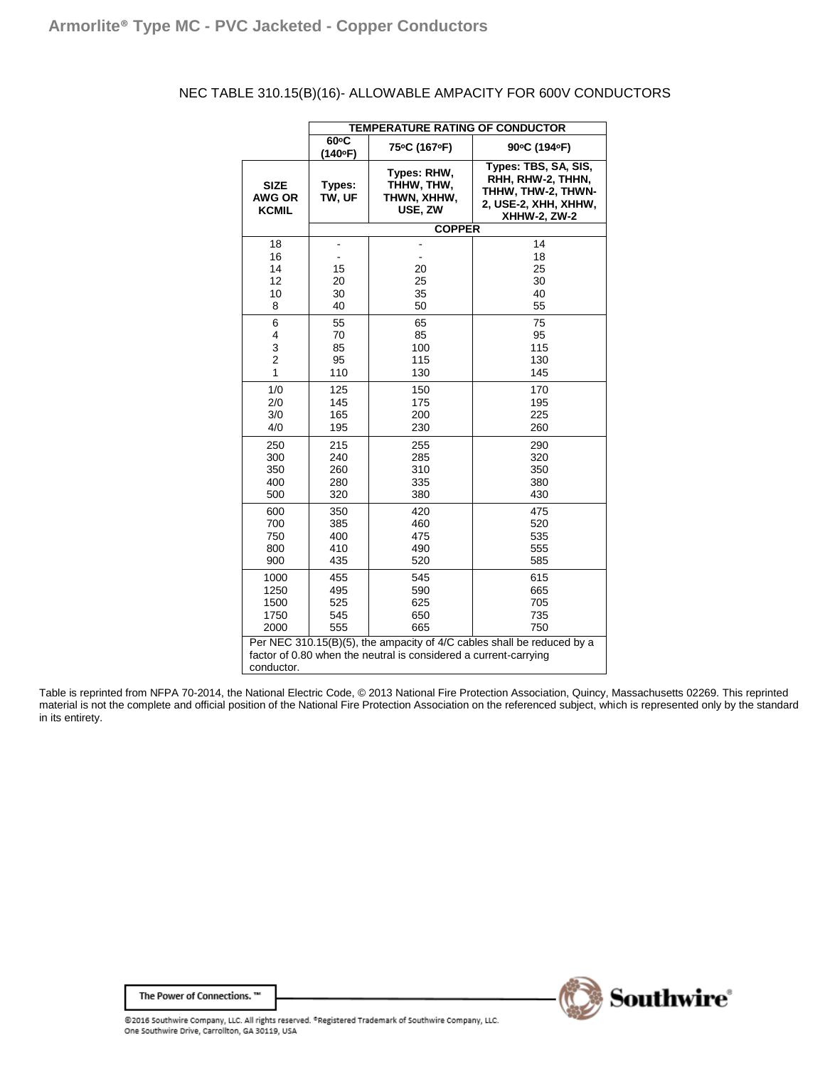NEC TABLE 310.15(B)(16)- ALLOWABLE AMPACITY FOR 600V CONDUCTORS

| | TEMPERATURE RATING OF CONDUCTOR | | |
|---|---|---|---|
| | **60°C (140°F)** | **75°C (167°F)** | **90°C (194°F)** |
| **SIZE AWG OR KCMIL** | **Types: TW, UF** | **Types: RHW, THHW, THW, THWN, XHHW, USE, ZW** | **Types: TBS, SA, SIS, RHH, RHW-2, THHN, THHW, THW-2, THWN-2, USE-2, XHH, XHHW, XHHW-2, ZW-2** |
| | **COPPER** | | |
| 18 | - | - | 14 |
| 16 | - | - | 18 |
| 14 | 15 | 20 | 25 |
| 12 | 20 | 25 | 30 |
| 10 | 30 | 35 | 40 |
| 8 | 40 | 50 | 55 |
| 6 | 55 | 65 | 75 |
| 4 | 70 | 85 | 95 |
| 3 | 85 | 100 | 115 |
| 2 | 95 | 115 | 130 |
| 1 | 110 | 130 | 145 |
| 1/0 | 125 | 150 | 170 |
| 2/0 | 145 | 175 | 195 |
| 3/0 | 165 | 200 | 225 |
| 4/0 | 195 | 230 | 260 |
| 250 | 215 | 255 | 290 |
| 300 | 240 | 285 | 320 |
| 350 | 260 | 310 | 350 |
| 400 | 280 | 335 | 380 |
| 500 | 320 | 380 | 430 |
| 600 | 350 | 420 | 475 |
| 700 | 385 | 460 | 520 |
| 750 | 400 | 475 | 535 |
| 800 | 410 | 490 | 555 |
| 900 | 435 | 520 | 585 |
| 1000 | 455 | 545 | 615 |
| 1250 | 495 | 590 | 665 |
| 1500 | 525 | 625 | 705 |
| 1750 | 545 | 650 | 735 |
| 2000 | 555 | 665 | 750 |

Per NEC 310.15(B)(5), the ampacity of 4/C cables shall be reduced by a factor of 0.80 when the neutral is considered a current-carrying conductor.

Table is reprinted from NFPA 70-2014, the National Electric Code, © 2013 National Fire Protection Association, Quincy, Massachusetts 02269. This reprinted material is not the complete and official position of the National Fire Protection Association on the referenced subject, which is represented only by the standard in its entirety.